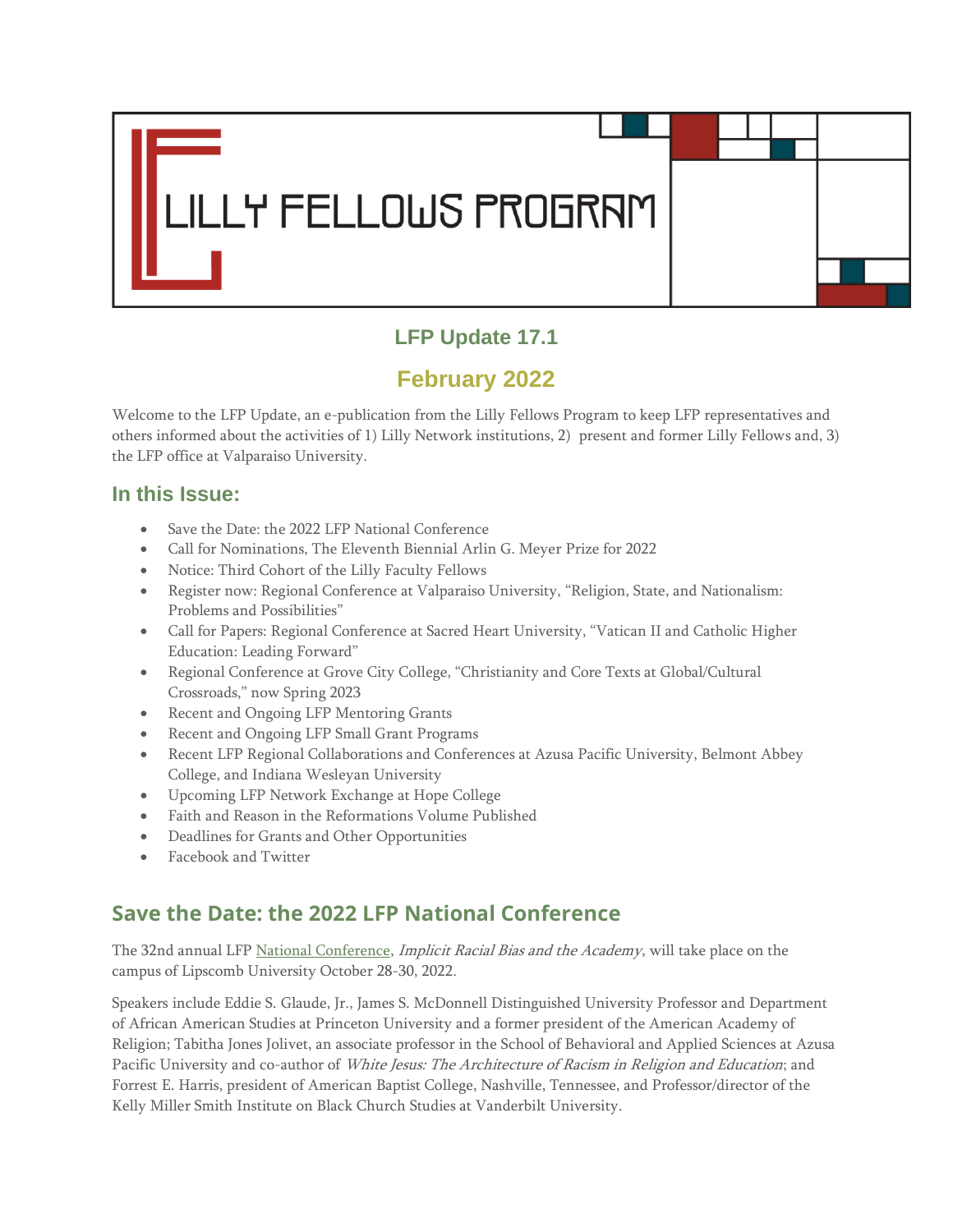# LILLY FELLOWS PROGRAM

## LFP Update 17.1

## February 2022

Welcome to the LFP Update, an e-publication from the Lilly Fellows Program to keep LFP representatives and others informed about the activities of 1) Lilly Network institutions, 2) present and former Lilly Fellows and, 3) the LFP office at Valparaiso University.

## In this Issue:

- Save the Date: the 2022 LFP National Conference
- Call for Nominations, The Eleventh Biennial Arlin G. Meyer Prize for 2022
- Notice: Third Cohort of the Lilly Faculty Fellows
- Register now: Regional Conference at Valparaiso University, "Religion, State, and Nationalism: Problems and Possibilities"
- Call for Papers: Regional Conference at Sacred Heart University, "Vatican II and Catholic Higher Education: Leading Forward"
- Regional Conference at Grove City College, "Christianity and Core Texts at Global/Cultural Crossroads," now Spring 2023
- Recent and Ongoing LFP Mentoring Grants
- Recent and Ongoing LFP Small Grant Programs
- Recent LFP Regional Collaborations and Conferences at Azusa Pacific University, Belmont Abbey College, and Indiana Wesleyan University
- Upcoming LFP Network Exchange at Hope College
- Faith and Reason in the Reformations Volume Published
- Deadlines for Grants and Other Opportunities
- Facebook and Twitter

## Save the Date: the 2022 LFP National Conference

The 32nd annual LFP National Conference, *Implicit Racial Bias and the Academy*, will take place on the campus of Lipscomb University October 28-30, 2022.

Speakers include Eddie S. Glaude, Jr., James S. McDonnell Distinguished University Professor and Department of African American Studies at Princeton University and a former president of the American Academy of Religion; Tabitha Jones Jolivet, an associate professor in the School of Behavioral and Applied Sciences at Azusa Pacific University and co-author of *White Jesus: The Architecture of Racism in Religion and Education*; and Forrest E. Harris, president of American Baptist College, Nashville, Tennessee, and Professor/director of the Kelly Miller Smith Institute on Black Church Studies at Vanderbilt University.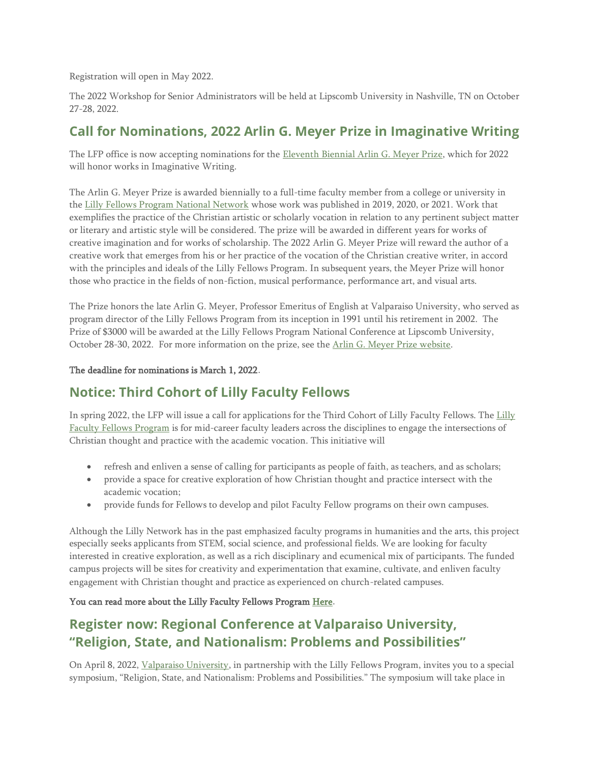Registration will open in May 2022.

The 2022 Workshop for Senior Administrators will be held at Lipscomb University in Nashville, TN on October 27-28, 2022.

## Call for Nominations, 2022 Arlin G. Meyer Prize in Imaginative Writing

The LFP office is now accepting nominations for the Eleventh Biennial Arlin G. Meyer Prize, which for 2022 will honor works in Imaginative Writing.

The Arlin G. Meyer Prize is awarded biennially to a full-time faculty member from a college or university in the Lilly Fellows Program National Network whose work was published in 2019, 2020, or 2021. Work that exemplifies the practice of the Christian artistic or scholarly vocation in relation to any pertinent subject matter or literary and artistic style will be considered. The prize will be awarded in different years for works of creative imagination and for works of scholarship. The 2022 Arlin G. Meyer Prize will reward the author of a creative work that emerges from his or her practice of the vocation of the Christian creative writer, in accord with the principles and ideals of the Lilly Fellows Program. In subsequent years, the Meyer Prize will honor those who practice in the fields of non-fiction, musical performance, performance art, and visual arts.

The Prize honors the late Arlin G. Meyer, Professor Emeritus of English at Valparaiso University, who served as program director of the Lilly Fellows Program from its inception in 1991 until his retirement in 2002. The Prize of $3000 will be awarded at the Lilly Fellows Program National Conference at Lipscomb University, October 28-30, 2022. For more information on the prize, see the Arlin G. Meyer Prize website.

**The deadline for nominations is March 1, 2022**.

## Notice: Third Cohort of Lilly Faculty Fellows

In spring 2022, the LFP will issue a call for applications for the Third Cohort of Lilly Faculty Fellows. The Lilly Faculty Fellows Program is for mid-career faculty leaders across the disciplines to engage the intersections of Christian thought and practice with the academic vocation. This initiative will

- refresh and enliven a sense of calling for participants as people of faith, as teachers, and as scholars;
- provide a space for creative exploration of how Christian thought and practice intersect with the academic vocation;
- provide funds for Fellows to develop and pilot Faculty Fellow programs on their own campuses.

Although the Lilly Network has in the past emphasized faculty programs in humanities and the arts, this project especially seeks applicants from STEM, social science, and professional fields. We are looking for faculty interested in creative exploration, as well as a rich disciplinary and ecumenical mix of participants. The funded campus projects will be sites for creativity and experimentation that examine, cultivate, and enliven faculty engagement with Christian thought and practice as experienced on church-related campuses.

**You can read more about the Lilly Faculty Fellows Program Here**.

## Register now: Regional Conference at Valparaiso University, "Religion, State, and Nationalism: Problems and Possibilities"

On April 8, 2022, Valparaiso University, in partnership with the Lilly Fellows Program, invites you to a special symposium, "Religion, State, and Nationalism: Problems and Possibilities." The symposium will take place in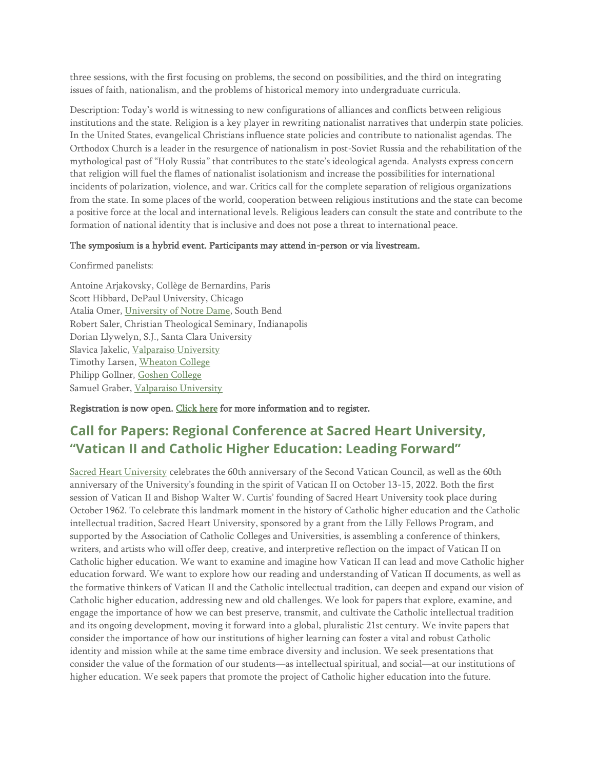three sessions, with the first focusing on problems, the second on possibilities, and the third on integrating issues of faith, nationalism, and the problems of historical memory into undergraduate curricula.

Description: Today's world is witnessing to new configurations of alliances and conflicts between religious institutions and the state. Religion is a key player in rewriting nationalist narratives that underpin state policies. In the United States, evangelical Christians influence state policies and contribute to nationalist agendas. The Orthodox Church is a leader in the resurgence of nationalism in post-Soviet Russia and the rehabilitation of the mythological past of "Holy Russia" that contributes to the state's ideological agenda. Analysts express concern that religion will fuel the flames of nationalist isolationism and increase the possibilities for international incidents of polarization, violence, and war. Critics call for the complete separation of religious organizations from the state. In some places of the world, cooperation between religious institutions and the state can become a positive force at the local and international levels. Religious leaders can consult the state and contribute to the formation of national identity that is inclusive and does not pose a threat to international peace.

**The symposium is a hybrid event. Participants may attend in-person or via livestream.**

Confirmed panelists:

Antoine Arjakovsky, Collège de Bernardins, Paris
Scott Hibbard, DePaul University, Chicago
Atalia Omer, University of Notre Dame, South Bend
Robert Saler, Christian Theological Seminary, Indianapolis
Dorian Llywelyn, S.J., Santa Clara University
Slavica Jakelic, Valparaiso University
Timothy Larsen, Wheaton College
Philipp Gollner, Goshen College
Samuel Graber, Valparaiso University

**Registration is now open. Click here for more information and to register.**

## Call for Papers: Regional Conference at Sacred Heart University, "Vatican II and Catholic Higher Education: Leading Forward"

Sacred Heart University celebrates the 60th anniversary of the Second Vatican Council, as well as the 60th anniversary of the University's founding in the spirit of Vatican II on October 13-15, 2022. Both the first session of Vatican II and Bishop Walter W. Curtis' founding of Sacred Heart University took place during October 1962. To celebrate this landmark moment in the history of Catholic higher education and the Catholic intellectual tradition, Sacred Heart University, sponsored by a grant from the Lilly Fellows Program, and supported by the Association of Catholic Colleges and Universities, is assembling a conference of thinkers, writers, and artists who will offer deep, creative, and interpretive reflection on the impact of Vatican II on Catholic higher education. We want to examine and imagine how Vatican II can lead and move Catholic higher education forward. We want to explore how our reading and understanding of Vatican II documents, as well as the formative thinkers of Vatican II and the Catholic intellectual tradition, can deepen and expand our vision of Catholic higher education, addressing new and old challenges. We look for papers that explore, examine, and engage the importance of how we can best preserve, transmit, and cultivate the Catholic intellectual tradition and its ongoing development, moving it forward into a global, pluralistic 21st century. We invite papers that consider the importance of how our institutions of higher learning can foster a vital and robust Catholic identity and mission while at the same time embrace diversity and inclusion. We seek presentations that consider the value of the formation of our students—as intellectual spiritual, and social—at our institutions of higher education. We seek papers that promote the project of Catholic higher education into the future.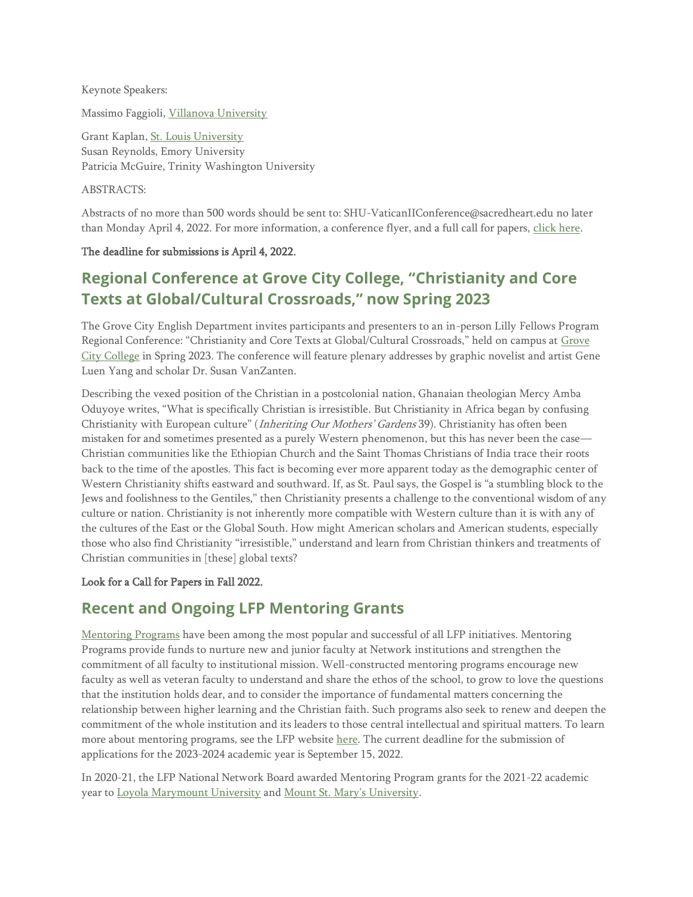Keynote Speakers:

Massimo Faggioli, Villanova University

Grant Kaplan, St. Louis University
Susan Reynolds, Emory University
Patricia McGuire, Trinity Washington University

ABSTRACTS:

Abstracts of no more than 500 words should be sent to: SHU-VaticanIIConference@sacredheart.edu no later than Monday April 4, 2022. For more information, a conference flyer, and a full call for papers, click here.

**The deadline for submissions is April 4, 2022.**

## Regional Conference at Grove City College, "Christianity and Core Texts at Global/Cultural Crossroads," now Spring 2023

The Grove City English Department invites participants and presenters to an in-person Lilly Fellows Program Regional Conference: "Christianity and Core Texts at Global/Cultural Crossroads," held on campus at Grove City College in Spring 2023. The conference will feature plenary addresses by graphic novelist and artist Gene Luen Yang and scholar Dr. Susan VanZanten.

Describing the vexed position of the Christian in a postcolonial nation, Ghanaian theologian Mercy Amba Oduyoye writes, "What is specifically Christian is irresistible. But Christianity in Africa began by confusing Christianity with European culture" (*Inheriting Our Mothers' Gardens* 39). Christianity has often been mistaken for and sometimes presented as a purely Western phenomenon, but this has never been the case—Christian communities like the Ethiopian Church and the Saint Thomas Christians of India trace their roots back to the time of the apostles. This fact is becoming ever more apparent today as the demographic center of Western Christianity shifts eastward and southward. If, as St. Paul says, the Gospel is "a stumbling block to the Jews and foolishness to the Gentiles," then Christianity presents a challenge to the conventional wisdom of any culture or nation. Christianity is not inherently more compatible with Western culture than it is with any of the cultures of the East or the Global South. How might American scholars and American students, especially those who also find Christianity "irresistible," understand and learn from Christian thinkers and treatments of Christian communities in [these] global texts?

**Look for a Call for Papers in Fall 2022.**

## Recent and Ongoing LFP Mentoring Grants

Mentoring Programs have been among the most popular and successful of all LFP initiatives. Mentoring Programs provide funds to nurture new and junior faculty at Network institutions and strengthen the commitment of all faculty to institutional mission. Well-constructed mentoring programs encourage new faculty as well as veteran faculty to understand and share the ethos of the school, to grow to love the questions that the institution holds dear, and to consider the importance of fundamental matters concerning the relationship between higher learning and the Christian faith. Such programs also seek to renew and deepen the commitment of the whole institution and its leaders to those central intellectual and spiritual matters. To learn more about mentoring programs, see the LFP website here. The current deadline for the submission of applications for the 2023-2024 academic year is September 15, 2022.

In 2020-21, the LFP National Network Board awarded Mentoring Program grants for the 2021-22 academic year to Loyola Marymount University and Mount St. Mary's University.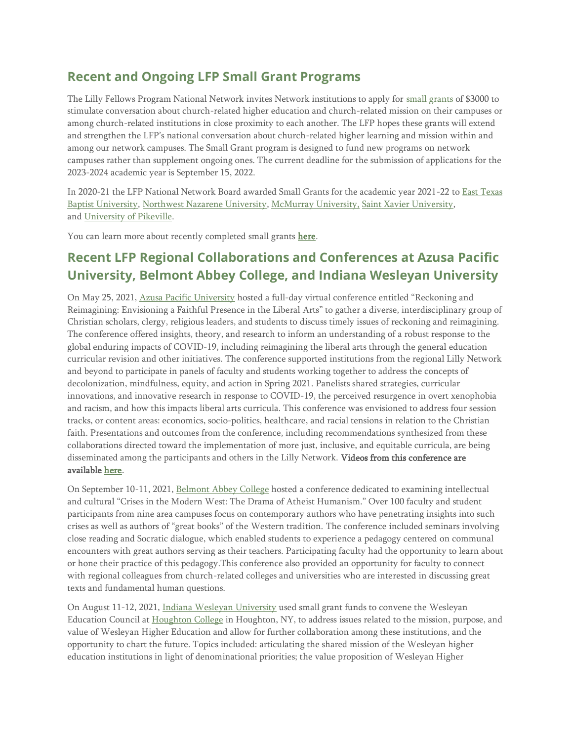## Recent and Ongoing LFP Small Grant Programs

The Lilly Fellows Program National Network invites Network institutions to apply for small grants of $3000 to stimulate conversation about church-related higher education and church-related mission on their campuses or among church-related institutions in close proximity to each another. The LFP hopes these grants will extend and strengthen the LFP's national conversation about church-related higher learning and mission within and among our network campuses. The Small Grant program is designed to fund new programs on network campuses rather than supplement ongoing ones. The current deadline for the submission of applications for the 2023-2024 academic year is September 15, 2022.

In 2020-21 the LFP National Network Board awarded Small Grants for the academic year 2021-22 to East Texas Baptist University, Northwest Nazarene University, McMurray University, Saint Xavier University, and University of Pikeville.

You can learn more about recently completed small grants **here**.

## Recent LFP Regional Collaborations and Conferences at Azusa Pacific University, Belmont Abbey College, and Indiana Wesleyan University

On May 25, 2021, Azusa Pacific University hosted a full-day virtual conference entitled "Reckoning and Reimagining: Envisioning a Faithful Presence in the Liberal Arts" to gather a diverse, interdisciplinary group of Christian scholars, clergy, religious leaders, and students to discuss timely issues of reckoning and reimagining. The conference offered insights, theory, and research to inform an understanding of a robust response to the global enduring impacts of COVID-19, including reimagining the liberal arts through the general education curricular revision and other initiatives. The conference supported institutions from the regional Lilly Network and beyond to participate in panels of faculty and students working together to address the concepts of decolonization, mindfulness, equity, and action in Spring 2021. Panelists shared strategies, curricular innovations, and innovative research in response to COVID-19, the perceived resurgence in overt xenophobia and racism, and how this impacts liberal arts curricula. This conference was envisioned to address four session tracks, or content areas: economics, socio-politics, healthcare, and racial tensions in relation to the Christian faith. Presentations and outcomes from the conference, including recommendations synthesized from these collaborations directed toward the implementation of more just, inclusive, and equitable curricula, are being disseminated among the participants and others in the Lilly Network. Videos from this conference are available here.

On September 10-11, 2021, Belmont Abbey College hosted a conference dedicated to examining intellectual and cultural "Crises in the Modern West: The Drama of Atheist Humanism." Over 100 faculty and student participants from nine area campuses focus on contemporary authors who have penetrating insights into such crises as well as authors of "great books" of the Western tradition. The conference included seminars involving close reading and Socratic dialogue, which enabled students to experience a pedagogy centered on communal encounters with great authors serving as their teachers. Participating faculty had the opportunity to learn about or hone their practice of this pedagogy.This conference also provided an opportunity for faculty to connect with regional colleagues from church-related colleges and universities who are interested in discussing great texts and fundamental human questions.

On August 11-12, 2021, Indiana Wesleyan University used small grant funds to convene the Wesleyan Education Council at Houghton College in Houghton, NY, to address issues related to the mission, purpose, and value of Wesleyan Higher Education and allow for further collaboration among these institutions, and the opportunity to chart the future. Topics included: articulating the shared mission of the Wesleyan higher education institutions in light of denominational priorities; the value proposition of Wesleyan Higher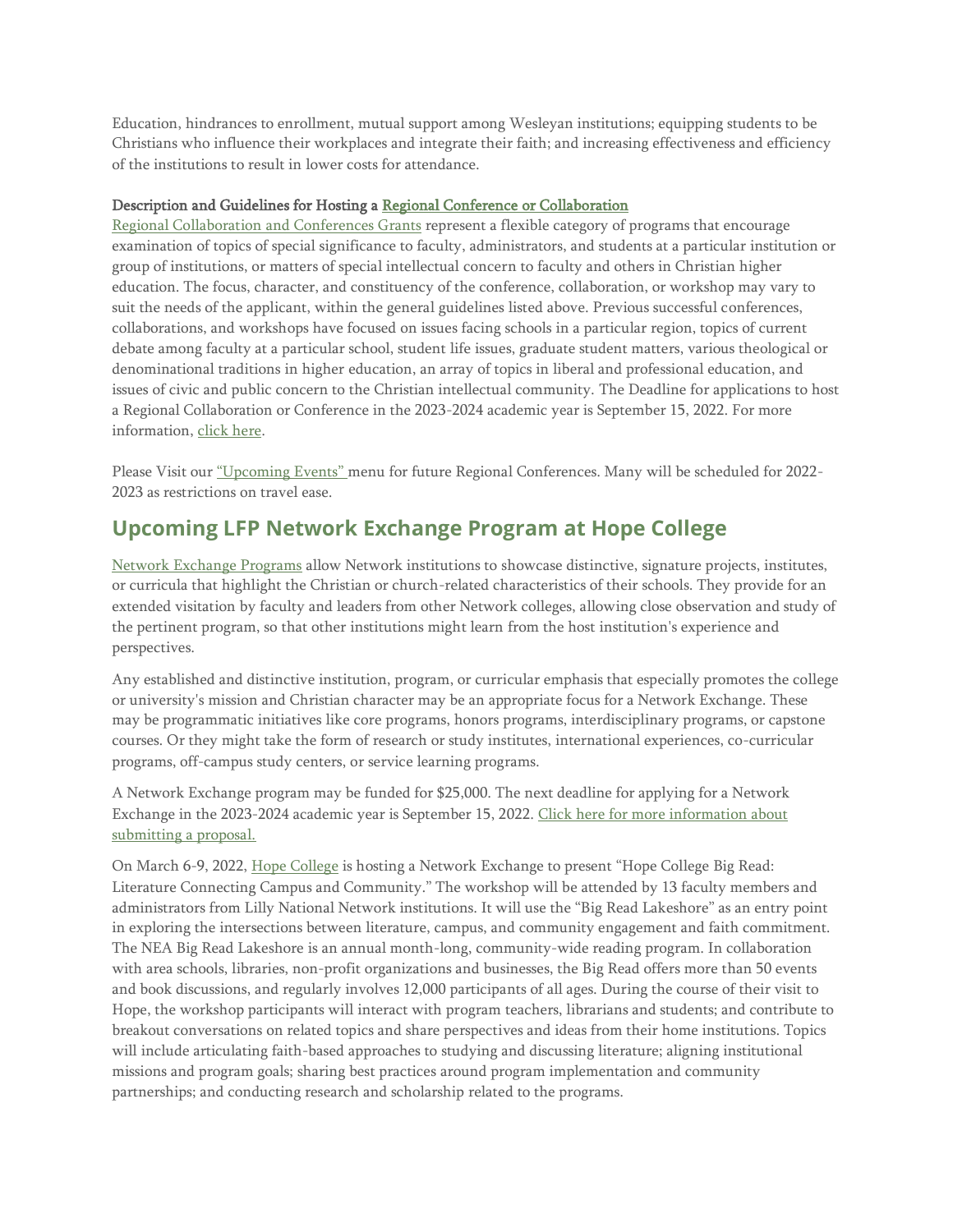Education, hindrances to enrollment, mutual support among Wesleyan institutions; equipping students to be Christians who influence their workplaces and integrate their faith; and increasing effectiveness and efficiency of the institutions to result in lower costs for attendance.

**Description and Guidelines for Hosting a Regional Conference or Collaboration**

Regional Collaboration and Conferences Grants represent a flexible category of programs that encourage examination of topics of special significance to faculty, administrators, and students at a particular institution or group of institutions, or matters of special intellectual concern to faculty and others in Christian higher education. The focus, character, and constituency of the conference, collaboration, or workshop may vary to suit the needs of the applicant, within the general guidelines listed above. Previous successful conferences, collaborations, and workshops have focused on issues facing schools in a particular region, topics of current debate among faculty at a particular school, student life issues, graduate student matters, various theological or denominational traditions in higher education, an array of topics in liberal and professional education, and issues of civic and public concern to the Christian intellectual community. The Deadline for applications to host a Regional Collaboration or Conference in the 2023-2024 academic year is September 15, 2022. For more information, click here.

Please Visit our "Upcoming Events" menu for future Regional Conferences. Many will be scheduled for 2022-2023 as restrictions on travel ease.

## Upcoming LFP Network Exchange Program at Hope College

Network Exchange Programs allow Network institutions to showcase distinctive, signature projects, institutes, or curricula that highlight the Christian or church-related characteristics of their schools. They provide for an extended visitation by faculty and leaders from other Network colleges, allowing close observation and study of the pertinent program, so that other institutions might learn from the host institution's experience and perspectives.

Any established and distinctive institution, program, or curricular emphasis that especially promotes the college or university's mission and Christian character may be an appropriate focus for a Network Exchange. These may be programmatic initiatives like core programs, honors programs, interdisciplinary programs, or capstone courses. Or they might take the form of research or study institutes, international experiences, co-curricular programs, off-campus study centers, or service learning programs.

A Network Exchange program may be funded for $25,000. The next deadline for applying for a Network Exchange in the 2023-2024 academic year is September 15, 2022. Click here for more information about submitting a proposal.

On March 6-9, 2022, Hope College is hosting a Network Exchange to present "Hope College Big Read: Literature Connecting Campus and Community." The workshop will be attended by 13 faculty members and administrators from Lilly National Network institutions. It will use the "Big Read Lakeshore" as an entry point in exploring the intersections between literature, campus, and community engagement and faith commitment. The NEA Big Read Lakeshore is an annual month-long, community-wide reading program. In collaboration with area schools, libraries, non-profit organizations and businesses, the Big Read offers more than 50 events and book discussions, and regularly involves 12,000 participants of all ages. During the course of their visit to Hope, the workshop participants will interact with program teachers, librarians and students; and contribute to breakout conversations on related topics and share perspectives and ideas from their home institutions. Topics will include articulating faith-based approaches to studying and discussing literature; aligning institutional missions and program goals; sharing best practices around program implementation and community partnerships; and conducting research and scholarship related to the programs.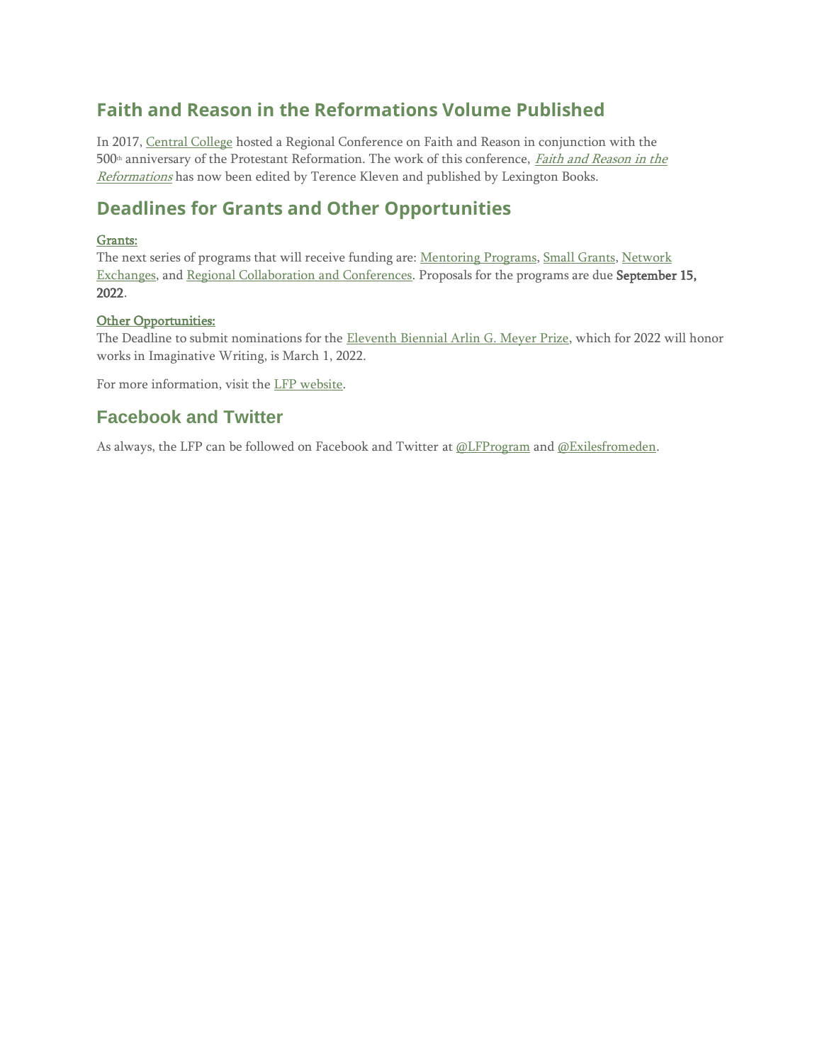## Faith and Reason in the Reformations Volume Published

In 2017, Central College hosted a Regional Conference on Faith and Reason in conjunction with the 500th anniversary of the Protestant Reformation. The work of this conference, *Faith and Reason in the Reformations* has now been edited by Terence Kleven and published by Lexington Books.

## Deadlines for Grants and Other Opportunities

Grants:
The next series of programs that will receive funding are: Mentoring Programs, Small Grants, Network Exchanges, and Regional Collaboration and Conferences. Proposals for the programs are due **September 15, 2022**.

Other Opportunities:
The Deadline to submit nominations for the Eleventh Biennial Arlin G. Meyer Prize, which for 2022 will honor works in Imaginative Writing, is March 1, 2022.

For more information, visit the LFP website.

## Facebook and Twitter

As always, the LFP can be followed on Facebook and Twitter at @LFProgram and @Exilesfromeden.